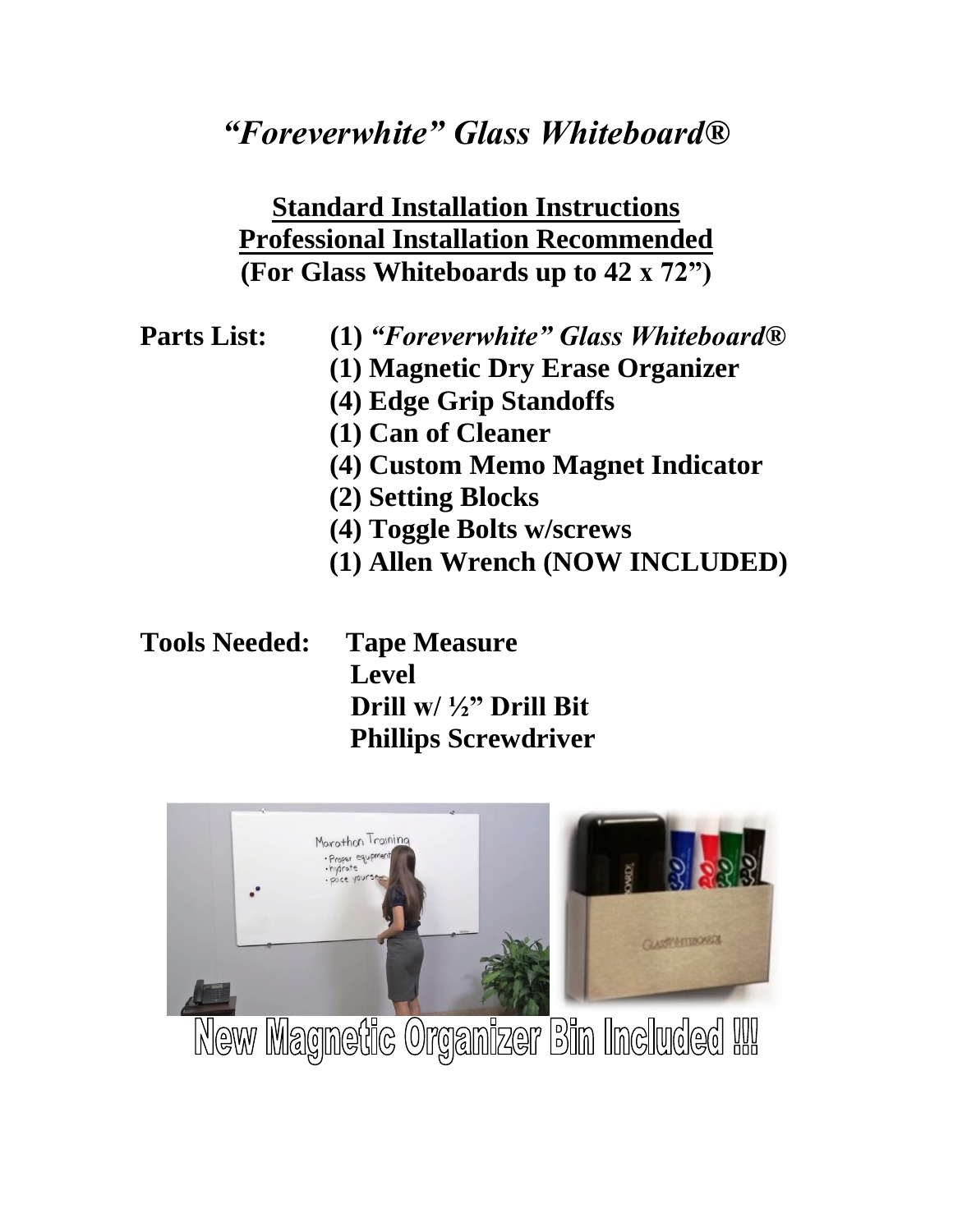# *"Foreverwhite" Glass Whiteboard®*

**Standard Installation Instructions**
**Professional Installation Recommended**
**(For Glass Whiteboards up to 42 x 72")**

**Parts List:**

- **(1) *"Foreverwhite" Glass Whiteboard®***
- **(1) Magnetic Dry Erase Organizer**
- **(4) Edge Grip Standoffs**
- **(1) Can of Cleaner**
- **(4) Custom Memo Magnet Indicator**
- **(2) Setting Blocks**
- **(4) Toggle Bolts w/screws**
- **(1) Allen Wrench (NOW INCLUDED)**

**Tools Needed:**

- **Tape Measure**
- **Level**
- **Drill w/ ½" Drill Bit**
- **Phillips Screwdriver**

New Magnetic Organizer Bin Included !!!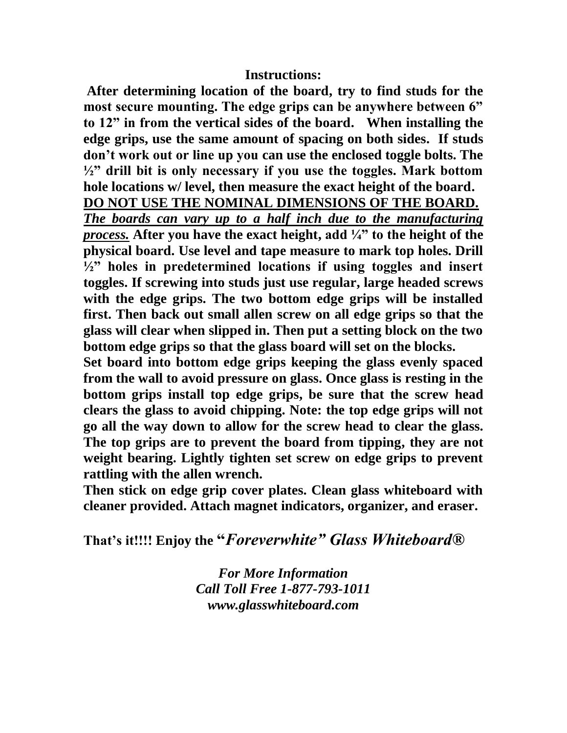## Instructions:

**After determining location of the board, try to find studs for the most secure mounting. The edge grips can be anywhere between 6" to 12" in from the vertical sides of the board. When installing the edge grips, use the same amount of spacing on both sides. If studs don't work out or line up you can use the enclosed toggle bolts. The ½" drill bit is only necessary if you use the toggles. Mark bottom hole locations w/ level, then measure the exact height of the board.**

**DO NOT USE THE NOMINAL DIMENSIONS OF THE BOARD.**

***The boards can vary up to a half inch due to the manufacturing process.*** **After you have the exact height, add ¼" to the height of the physical board. Use level and tape measure to mark top holes. Drill ½" holes in predetermined locations if using toggles and insert toggles. If screwing into studs just use regular, large headed screws with the edge grips. The two bottom edge grips will be installed first. Then back out small allen screw on all edge grips so that the glass will clear when slipped in. Then put a setting block on the two bottom edge grips so that the glass board will set on the blocks.**

**Set board into bottom edge grips keeping the glass evenly spaced from the wall to avoid pressure on glass. Once glass is resting in the bottom grips install top edge grips, be sure that the screw head clears the glass to avoid chipping. Note: the top edge grips will not go all the way down to allow for the screw head to clear the glass. The top grips are to prevent the board from tipping, they are not weight bearing. Lightly tighten set screw on edge grips to prevent rattling with the allen wrench.**

**Then stick on edge grip cover plates. Clean glass whiteboard with cleaner provided. Attach magnet indicators, organizer, and eraser.**

**That's it!!!! Enjoy the "*Foreverwhite" Glass Whiteboard®***

***For More Information***
***Call Toll Free 1-877-793-1011***
***www.glasswhiteboard.com***